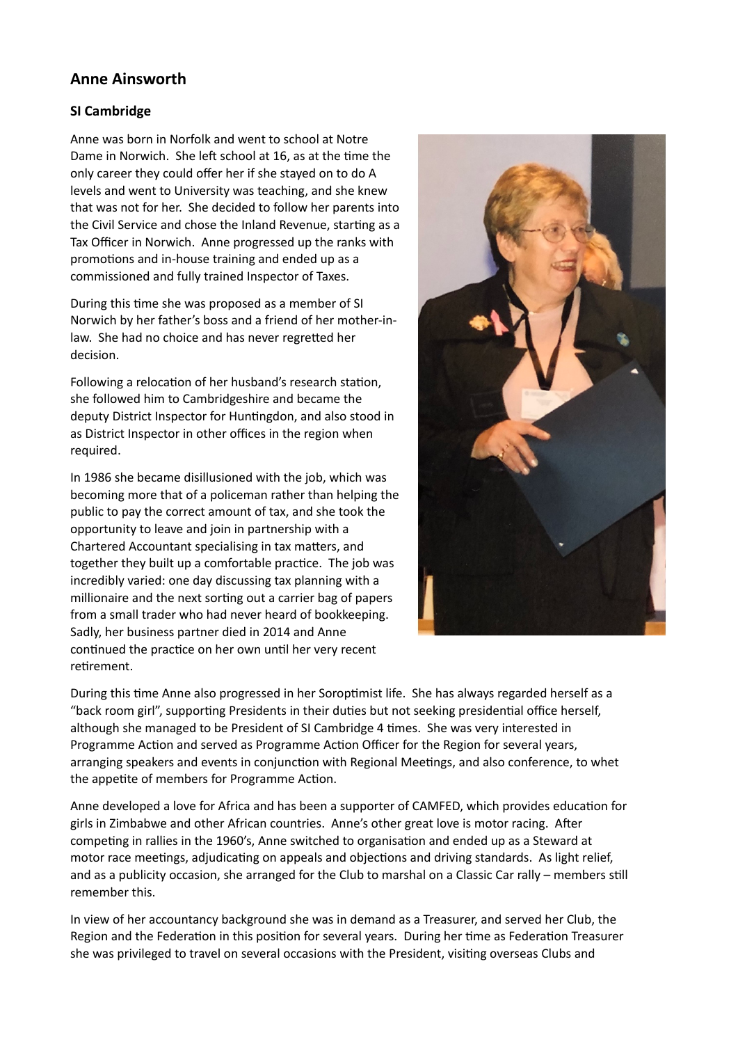## Anne Ainsworth

### SI Cambridge

Anne was born in Norfolk and went to school at Notre Dame in Norwich. She left school at 16, as at the time the only career they could offer her if she stayed on to do A levels and went to University was teaching, and she knew that was not for her. She decided to follow her parents into the Civil Service and chose the Inland Revenue, starting as a Tax Officer in Norwich. Anne progressed up the ranks with promotions and in-house training and ended up as a commissioned and fully trained Inspector of Taxes.

During this time she was proposed as a member of SI Norwich by her father's boss and a friend of her mother-in-law. She had no choice and has never regretted her decision.

Following a relocation of her husband's research station, she followed him to Cambridgeshire and became the deputy District Inspector for Huntingdon, and also stood in as District Inspector in other offices in the region when required.

In 1986 she became disillusioned with the job, which was becoming more that of a policeman rather than helping the public to pay the correct amount of tax, and she took the opportunity to leave and join in partnership with a Chartered Accountant specialising in tax matters, and together they built up a comfortable practice. The job was incredibly varied: one day discussing tax planning with a millionaire and the next sorting out a carrier bag of papers from a small trader who had never heard of bookkeeping. Sadly, her business partner died in 2014 and Anne continued the practice on her own until her very recent retirement.

During this time Anne also progressed in her Soroptimist life. She has always regarded herself as a "back room girl", supporting Presidents in their duties but not seeking presidential office herself, although she managed to be President of SI Cambridge 4 times. She was very interested in Programme Action and served as Programme Action Officer for the Region for several years, arranging speakers and events in conjunction with Regional Meetings, and also conference, to whet the appetite of members for Programme Action.

Anne developed a love for Africa and has been a supporter of CAMFED, which provides education for girls in Zimbabwe and other African countries. Anne's other great love is motor racing. After competing in rallies in the 1960's, Anne switched to organisation and ended up as a Steward at motor race meetings, adjudicating on appeals and objections and driving standards. As light relief, and as a publicity occasion, she arranged for the Club to marshal on a Classic Car rally – members still remember this.

In view of her accountancy background she was in demand as a Treasurer, and served her Club, the Region and the Federation in this position for several years. During her time as Federation Treasurer she was privileged to travel on several occasions with the President, visiting overseas Clubs and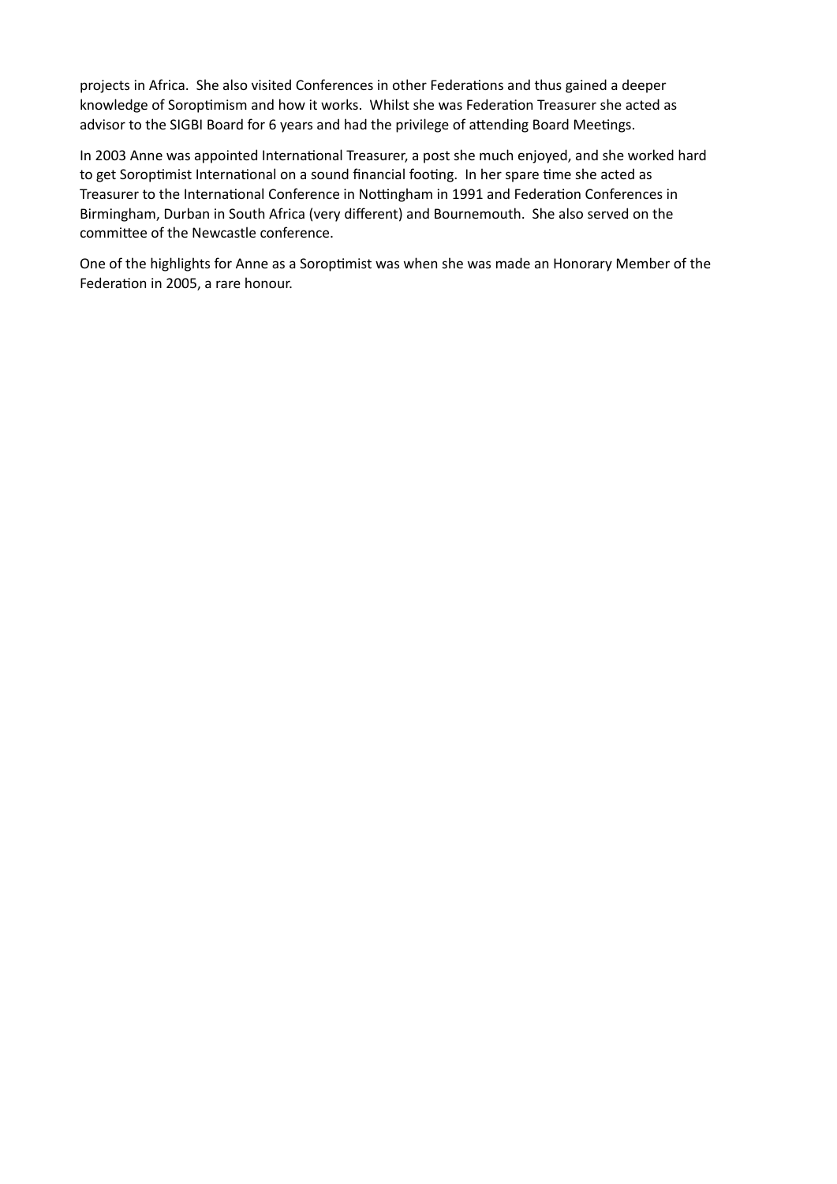projects in Africa. She also visited Conferences in other Federations and thus gained a deeper knowledge of Soroptimism and how it works. Whilst she was Federation Treasurer she acted as advisor to the SIGBI Board for 6 years and had the privilege of attending Board Meetings.

In 2003 Anne was appointed International Treasurer, a post she much enjoyed, and she worked hard to get Soroptimist International on a sound financial footing. In her spare time she acted as Treasurer to the International Conference in Nottingham in 1991 and Federation Conferences in Birmingham, Durban in South Africa (very different) and Bournemouth. She also served on the committee of the Newcastle conference.

One of the highlights for Anne as a Soroptimist was when she was made an Honorary Member of the Federation in 2005, a rare honour.